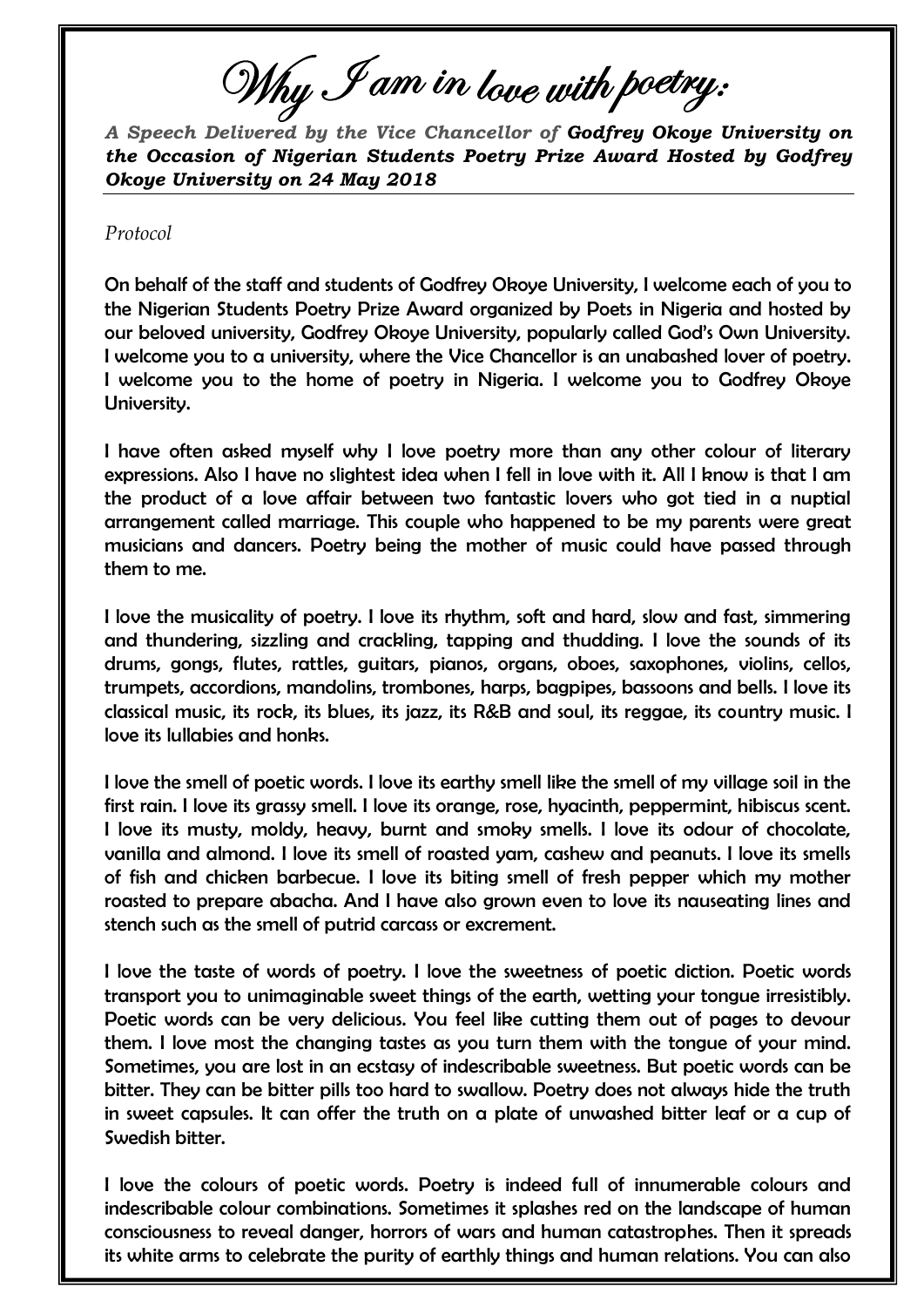# Why I am in love with poetry:

***A Speech Delivered by the Vice Chancellor of Godfrey Okoye University on the Occasion of Nigerian Students Poetry Prize Award Hosted by Godfrey Okoye University on 24 May 2018***

*Protocol*

On behalf of the staff and students of Godfrey Okoye University, I welcome each of you to the Nigerian Students Poetry Prize Award organized by Poets in Nigeria and hosted by our beloved university, Godfrey Okoye University, popularly called God's Own University. I welcome you to a university, where the Vice Chancellor is an unabashed lover of poetry. I welcome you to the home of poetry in Nigeria. I welcome you to Godfrey Okoye University.

I have often asked myself why I love poetry more than any other colour of literary expressions. Also I have no slightest idea when I fell in love with it. All I know is that I am the product of a love affair between two fantastic lovers who got tied in a nuptial arrangement called marriage. This couple who happened to be my parents were great musicians and dancers. Poetry being the mother of music could have passed through them to me.

I love the musicality of poetry. I love its rhythm, soft and hard, slow and fast, simmering and thundering, sizzling and crackling, tapping and thudding. I love the sounds of its drums, gongs, flutes, rattles, guitars, pianos, organs, oboes, saxophones, violins, cellos, trumpets, accordions, mandolins, trombones, harps, bagpipes, bassoons and bells. I love its classical music, its rock, its blues, its jazz, its R&B and soul, its reggae, its country music. I love its lullabies and honks.

I love the smell of poetic words. I love its earthy smell like the smell of my village soil in the first rain. I love its grassy smell. I love its orange, rose, hyacinth, peppermint, hibiscus scent. I love its musty, moldy, heavy, burnt and smoky smells. I love its odour of chocolate, vanilla and almond. I love its smell of roasted yam, cashew and peanuts. I love its smells of fish and chicken barbecue. I love its biting smell of fresh pepper which my mother roasted to prepare abacha. And I have also grown even to love its nauseating lines and stench such as the smell of putrid carcass or excrement.

I love the taste of words of poetry. I love the sweetness of poetic diction. Poetic words transport you to unimaginable sweet things of the earth, wetting your tongue irresistibly. Poetic words can be very delicious. You feel like cutting them out of pages to devour them. I love most the changing tastes as you turn them with the tongue of your mind. Sometimes, you are lost in an ecstasy of indescribable sweetness. But poetic words can be bitter. They can be bitter pills too hard to swallow. Poetry does not always hide the truth in sweet capsules. It can offer the truth on a plate of unwashed bitter leaf or a cup of Swedish bitter.

I love the colours of poetic words. Poetry is indeed full of innumerable colours and indescribable colour combinations. Sometimes it splashes red on the landscape of human consciousness to reveal danger, horrors of wars and human catastrophes. Then it spreads its white arms to celebrate the purity of earthly things and human relations. You can also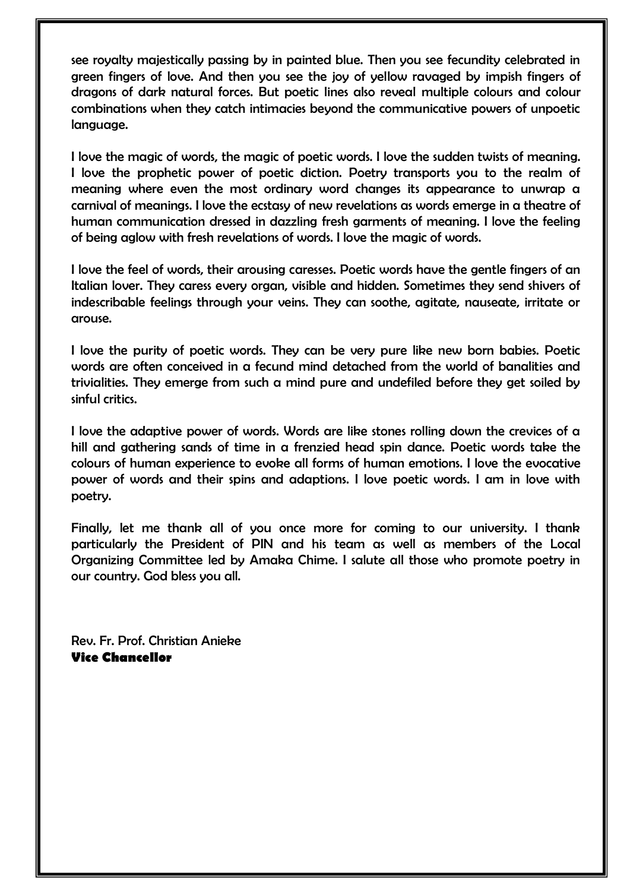see royalty majestically passing by in painted blue. Then you see fecundity celebrated in green fingers of love. And then you see the joy of yellow ravaged by impish fingers of dragons of dark natural forces. But poetic lines also reveal multiple colours and colour combinations when they catch intimacies beyond the communicative powers of unpoetic language.

I love the magic of words, the magic of poetic words. I love the sudden twists of meaning. I love the prophetic power of poetic diction. Poetry transports you to the realm of meaning where even the most ordinary word changes its appearance to unwrap a carnival of meanings. I love the ecstasy of new revelations as words emerge in a theatre of human communication dressed in dazzling fresh garments of meaning. I love the feeling of being aglow with fresh revelations of words. I love the magic of words.

I love the feel of words, their arousing caresses. Poetic words have the gentle fingers of an Italian lover. They caress every organ, visible and hidden. Sometimes they send shivers of indescribable feelings through your veins. They can soothe, agitate, nauseate, irritate or arouse.

I love the purity of poetic words. They can be very pure like new born babies. Poetic words are often conceived in a fecund mind detached from the world of banalities and trivialities. They emerge from such a mind pure and undefiled before they get soiled by sinful critics.

I love the adaptive power of words. Words are like stones rolling down the crevices of a hill and gathering sands of time in a frenzied head spin dance. Poetic words take the colours of human experience to evoke all forms of human emotions. I love the evocative power of words and their spins and adaptions. I love poetic words. I am in love with poetry.

Finally, let me thank all of you once more for coming to our university. I thank particularly the President of PIN and his team as well as members of the Local Organizing Committee led by Amaka Chime. I salute all those who promote poetry in our country. God bless you all.

Rev. Fr. Prof. Christian Anieke
**Vice Chancellor**